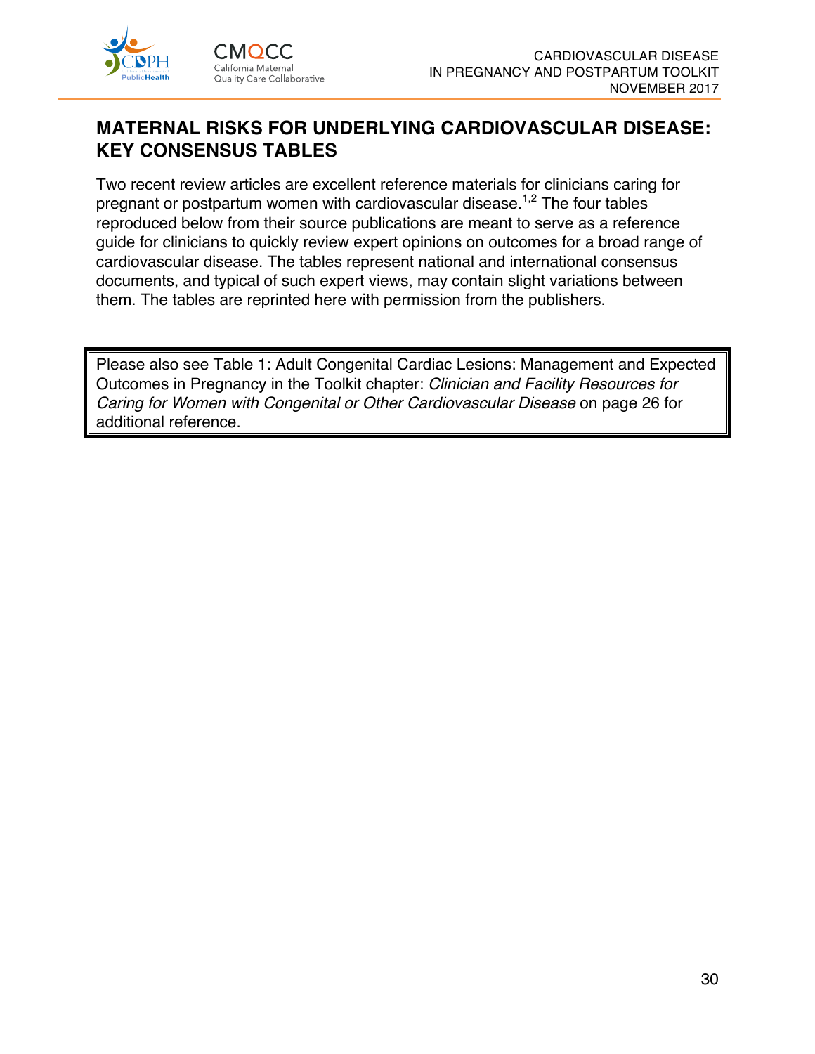# MATERNAL RISKS FOR UNDERLYING CARDIOVASCULAR DISEASE: KEY CONSENSUS TABLES

Two recent review articles are excellent reference materials for clinicians caring for pregnant or postpartum women with cardiovascular disease.[1,2] The four tables reproduced below from their source publications are meant to serve as a reference guide for clinicians to quickly review expert opinions on outcomes for a broad range of cardiovascular disease. The tables represent national and international consensus documents, and typical of such expert views, may contain slight variations between them. The tables are reprinted here with permission from the publishers.

> Please also see Table 1: Adult Congenital Cardiac Lesions: Management and Expected Outcomes in Pregnancy in the Toolkit chapter: *Clinician and Facility Resources for Caring for Women with Congenital or Other Cardiovascular Disease* on page 26 for additional reference.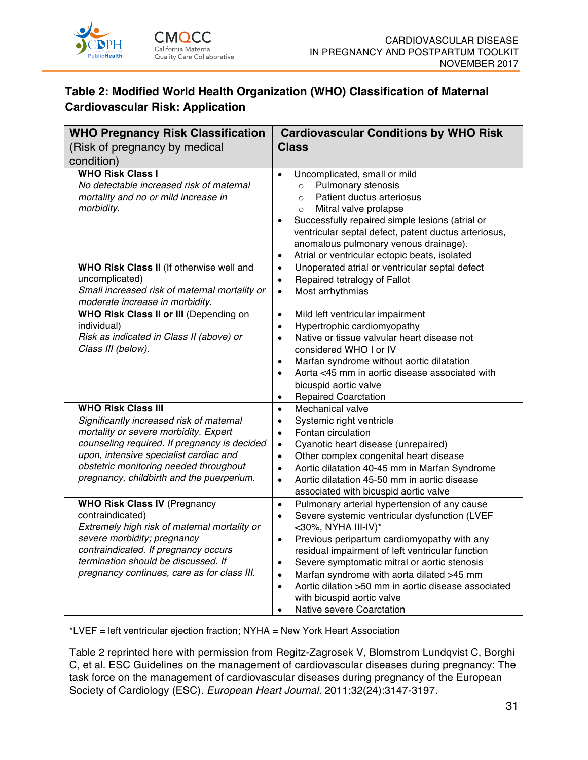## Table 2: Modified World Health Organization (WHO) Classification of Maternal Cardiovascular Risk: Application

| **WHO Pregnancy Risk Classification** (Risk of pregnancy by medical condition) | **Cardiovascular Conditions by WHO Risk Class** |
|---|---|
| **WHO Risk Class I**<br>*No detectable increased risk of maternal mortality and no or mild increase in morbidity.* | • Uncomplicated, small or mild<br>  ○ Pulmonary stenosis<br>  ○ Patient ductus arteriosus<br>  ○ Mitral valve prolapse<br>• Successfully repaired simple lesions (atrial or ventricular septal defect, patent ductus arteriosus, anomalous pulmonary venous drainage).<br>• Atrial or ventricular ectopic beats, isolated |
| **WHO Risk Class II** (If otherwise well and uncomplicated)<br>*Small increased risk of maternal mortality or moderate increase in morbidity.* | • Unoperated atrial or ventricular septal defect<br>• Repaired tetralogy of Fallot<br>• Most arrhythmias |
| **WHO Risk Class II or III** (Depending on individual)<br>*Risk as indicated in Class II (above) or Class III (below).* | • Mild left ventricular impairment<br>• Hypertrophic cardiomyopathy<br>• Native or tissue valvular heart disease not considered WHO I or IV<br>• Marfan syndrome without aortic dilatation<br>• Aorta <45 mm in aortic disease associated with bicuspid aortic valve<br>• Repaired Coarctation |
| **WHO Risk Class III**<br>*Significantly increased risk of maternal mortality or severe morbidity. Expert counseling required. If pregnancy is decided upon, intensive specialist cardiac and obstetric monitoring needed throughout pregnancy, childbirth and the puerperium.* | • Mechanical valve<br>• Systemic right ventricle<br>• Fontan circulation<br>• Cyanotic heart disease (unrepaired)<br>• Other complex congenital heart disease<br>• Aortic dilatation 40-45 mm in Marfan Syndrome<br>• Aortic dilatation 45-50 mm in aortic disease associated with bicuspid aortic valve |
| **WHO Risk Class IV** (Pregnancy contraindicated)<br>*Extremely high risk of maternal mortality or severe morbidity; pregnancy contraindicated. If pregnancy occurs termination should be discussed. If pregnancy continues, care as for class III.* | • Pulmonary arterial hypertension of any cause<br>• Severe systemic ventricular dysfunction (LVEF <30%, NYHA III-IV)*<br>• Previous peripartum cardiomyopathy with any residual impairment of left ventricular function<br>• Severe symptomatic mitral or aortic stenosis<br>• Marfan syndrome with aorta dilated >45 mm<br>• Aortic dilation >50 mm in aortic disease associated with bicuspid aortic valve<br>• Native severe Coarctation |

*LVEF = left ventricular ejection fraction; NYHA = New York Heart Association

Table 2 reprinted here with permission from Regitz-Zagrosek V, Blomstrom Lundqvist C, Borghi C, et al. ESC Guidelines on the management of cardiovascular diseases during pregnancy: The task force on the management of cardiovascular diseases during pregnancy of the European Society of Cardiology (ESC). *European Heart Journal.* 2011;32(24):3147-3197.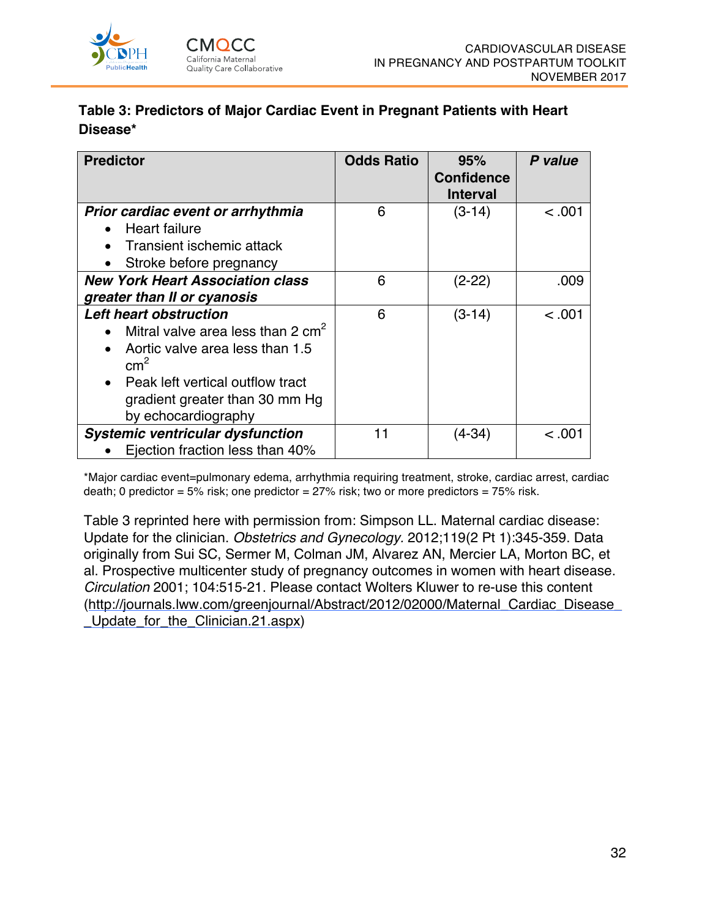### Table 3: Predictors of Major Cardiac Event in Pregnant Patients with Heart Disease*

| Predictor | Odds Ratio | 95% Confidence Interval | *P value* |
|---|---|---|---|
| ***Prior cardiac event or arrhythmia*** <br>• Heart failure <br>• Transient ischemic attack <br>• Stroke before pregnancy | 6 | (3-14) | < .001 |
| ***New York Heart Association class greater than II or cyanosis*** | 6 | (2-22) | .009 |
| ***Left heart obstruction*** <br>• Mitral valve area less than 2 $cm^2$ <br>• Aortic valve area less than 1.5 $cm^2$ <br>• Peak left vertical outflow tract gradient greater than 30 mm Hg by echocardiography | 6 | (3-14) | < .001 |
| ***Systemic ventricular dysfunction*** <br>• Ejection fraction less than 40% | 11 | (4-34) | < .001 |

*Major cardiac event=pulmonary edema, arrhythmia requiring treatment, stroke, cardiac arrest, cardiac death; 0 predictor = 5% risk; one predictor = 27% risk; two or more predictors = 75% risk.

Table 3 reprinted here with permission from: Simpson LL. Maternal cardiac disease: Update for the clinician. *Obstetrics and Gynecology*. 2012;119(2 Pt 1):345-359. Data originally from Sui SC, Sermer M, Colman JM, Alvarez AN, Mercier LA, Morton BC, et al. Prospective multicenter study of pregnancy outcomes in women with heart disease. *Circulation* 2001; 104:515-21. Please contact Wolters Kluwer to re-use this content (http://journals.lww.com/greenjournal/Abstract/2012/02000/Maternal_Cardiac_Disease__Update_for_the_Clinician.21.aspx)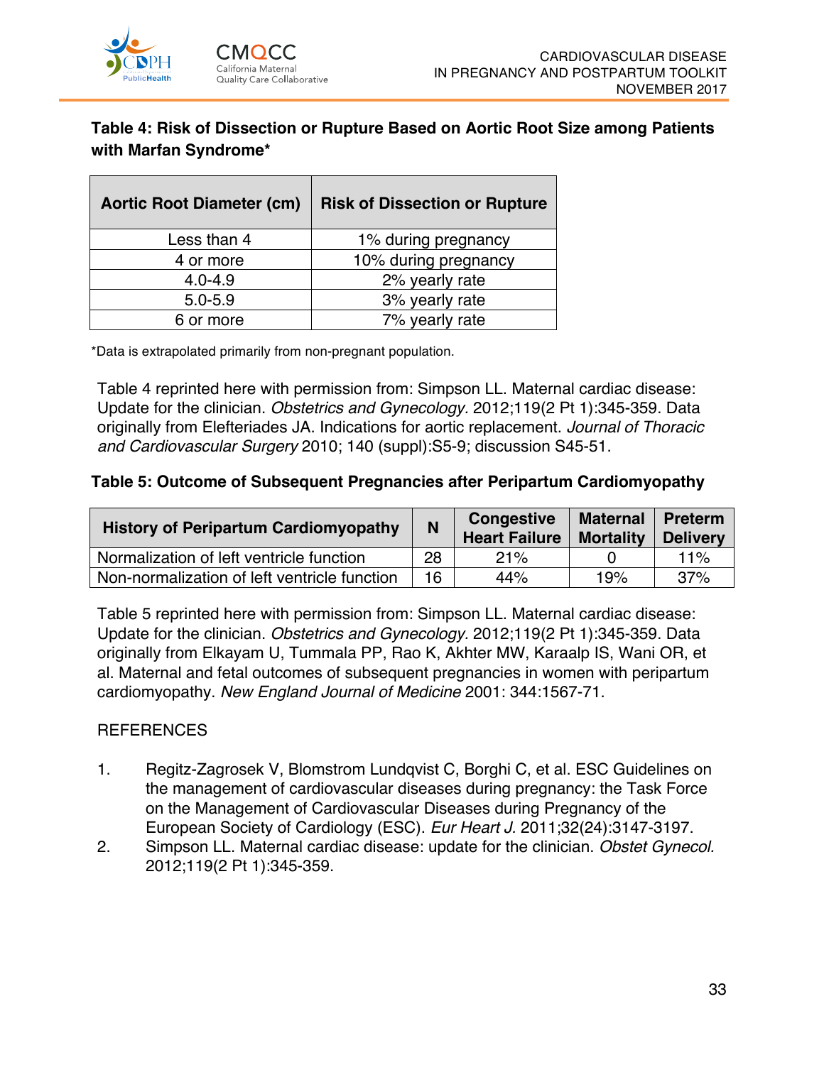### Table 4: Risk of Dissection or Rupture Based on Aortic Root Size among Patients with Marfan Syndrome*

| Aortic Root Diameter (cm) | Risk of Dissection or Rupture |
|---|---|
| Less than 4 | 1% during pregnancy |
| 4 or more | 10% during pregnancy |
| 4.0-4.9 | 2% yearly rate |
| 5.0-5.9 | 3% yearly rate |
| 6 or more | 7% yearly rate |

*Data is extrapolated primarily from non-pregnant population.

Table 4 reprinted here with permission from: Simpson LL. Maternal cardiac disease: Update for the clinician. *Obstetrics and Gynecology*. 2012;119(2 Pt 1):345-359. Data originally from Elefteriades JA. Indications for aortic replacement. *Journal of Thoracic and Cardiovascular Surgery* 2010; 140 (suppl):S5-9; discussion S45-51.

### Table 5: Outcome of Subsequent Pregnancies after Peripartum Cardiomyopathy

| History of Peripartum Cardiomyopathy | N | Congestive Heart Failure | Maternal Mortality | Preterm Delivery |
|---|---|---|---|---|
| Normalization of left ventricle function | 28 | 21% | 0 | 11% |
| Non-normalization of left ventricle function | 16 | 44% | 19% | 37% |

Table 5 reprinted here with permission from: Simpson LL. Maternal cardiac disease: Update for the clinician. *Obstetrics and Gynecology*. 2012;119(2 Pt 1):345-359. Data originally from Elkayam U, Tummala PP, Rao K, Akhter MW, Karaalp IS, Wani OR, et al. Maternal and fetal outcomes of subsequent pregnancies in women with peripartum cardiomyopathy. *New England Journal of Medicine* 2001: 344:1567-71.

REFERENCES

1. Regitz-Zagrosek V, Blomstrom Lundqvist C, Borghi C, et al. ESC Guidelines on the management of cardiovascular diseases during pregnancy: the Task Force on the Management of Cardiovascular Diseases during Pregnancy of the European Society of Cardiology (ESC). *Eur Heart J.* 2011;32(24):3147-3197.
2. Simpson LL. Maternal cardiac disease: update for the clinician. *Obstet Gynecol.* 2012;119(2 Pt 1):345-359.